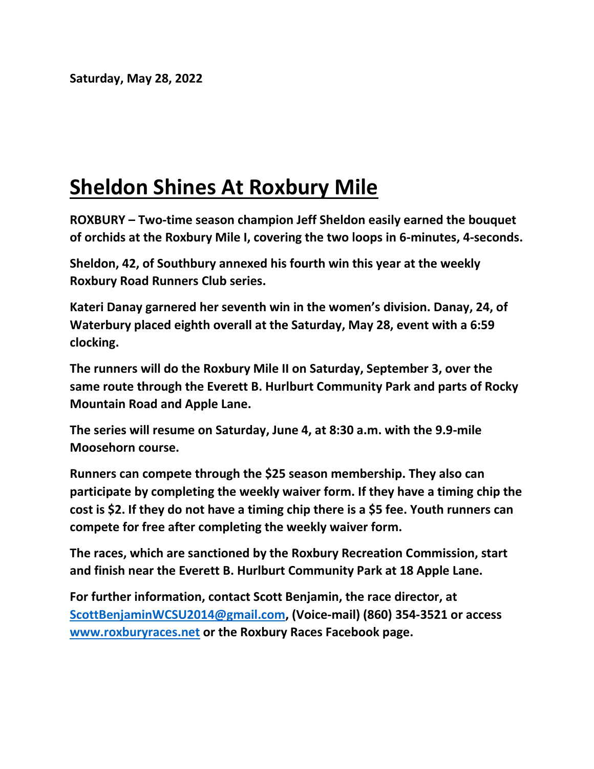**Saturday, May 28, 2022**

# Sheldon Shines At Roxbury Mile

**ROXBURY – Two-time season champion Jeff Sheldon easily earned the bouquet of orchids at the Roxbury Mile I, covering the two loops in 6-minutes, 4-seconds.**

**Sheldon, 42, of Southbury annexed his fourth win this year at the weekly Roxbury Road Runners Club series.**

**Kateri Danay garnered her seventh win in the women's division. Danay, 24, of Waterbury placed eighth overall at the Saturday, May 28, event with a 6:59 clocking.**

**The runners will do the Roxbury Mile II on Saturday, September 3, over the same route through the Everett B. Hurlburt Community Park and parts of Rocky Mountain Road and Apple Lane.**

**The series will resume on Saturday, June 4, at 8:30 a.m. with the 9.9-mile Moosehorn course.**

**Runners can compete through the $25 season membership. They also can participate by completing the weekly waiver form. If they have a timing chip the cost is $2. If they do not have a timing chip there is a $5 fee. Youth runners can compete for free after completing the weekly waiver form.**

**The races, which are sanctioned by the Roxbury Recreation Commission, start and finish near the Everett B. Hurlburt Community Park at 18 Apple Lane.**

**For further information, contact Scott Benjamin, the race director, at [ScottBenjaminWCSU2014@gmail.com](mailto:ScottBenjaminWCSU2014@gmail.com), (Voice-mail) (860) 354-3521 or access [www.roxburyraces.net](http://www.roxburyraces.net) or the Roxbury Races Facebook page.**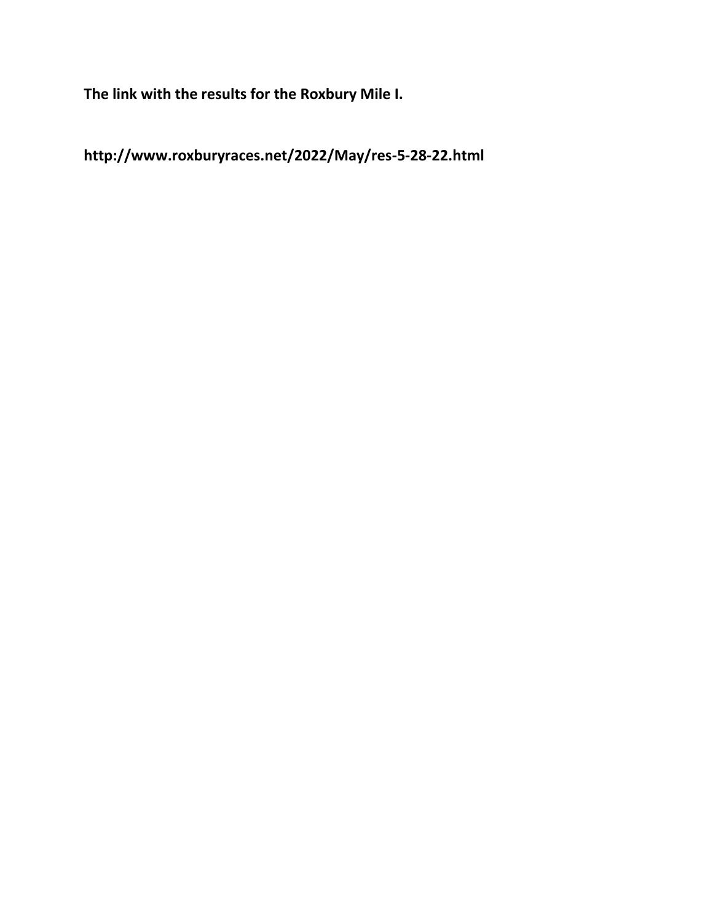**The link with the results for the Roxbury Mile I.**

**http://www.roxburyraces.net/2022/May/res-5-28-22.html**